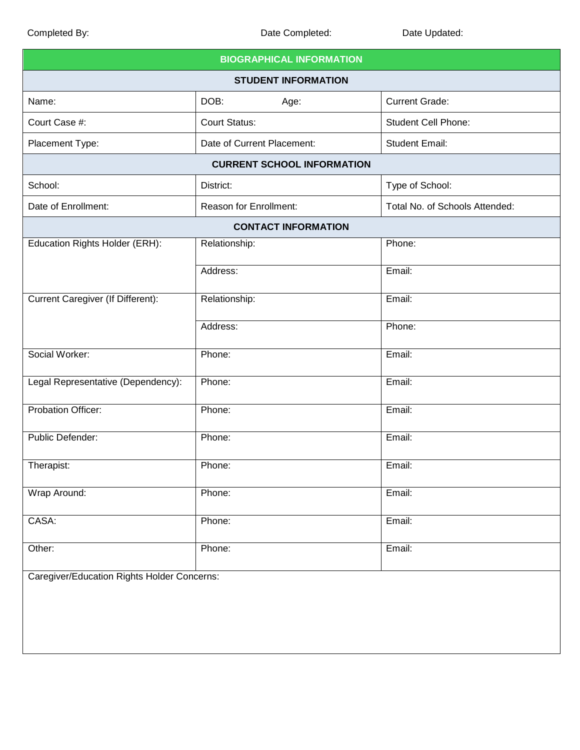Completed By: Date Completed: Date Updated:

| BIOGRAPHICAL INFORMATION | | |
|---|---|---|
| **STUDENT INFORMATION** | | |
| Name: | DOB: Age: | Current Grade: |
| Court Case #: | Court Status: | Student Cell Phone: |
| Placement Type: | Date of Current Placement: | Student Email: |
| **CURRENT SCHOOL INFORMATION** | | |
| School: | District: | Type of School: |
| Date of Enrollment: | Reason for Enrollment: | Total No. of Schools Attended: |
| **CONTACT INFORMATION** | | |
| Education Rights Holder (ERH): | Relationship: | Phone: |
| | Address: | Email: |
| Current Caregiver (If Different): | Relationship: | Email: |
| | Address: | Phone: |
| Social Worker: | Phone: | Email: |
| Legal Representative (Dependency): | Phone: | Email: |
| Probation Officer: | Phone: | Email: |
| Public Defender: | Phone: | Email: |
| Therapist: | Phone: | Email: |
| Wrap Around: | Phone: | Email: |
| CASA: | Phone: | Email: |
| Other: | Phone: | Email: |
| Caregiver/Education Rights Holder Concerns: | | |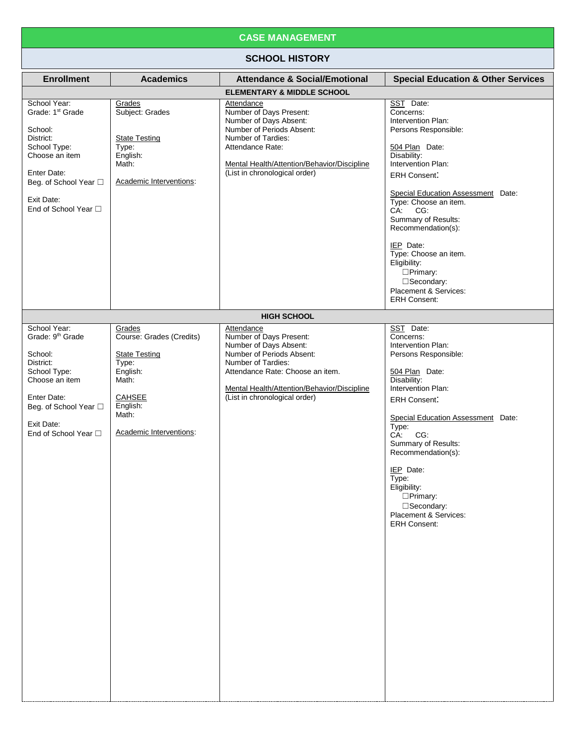# CASE MANAGEMENT

## SCHOOL HISTORY

| Enrollment | Academics | Attendance & Social/Emotional | Special Education & Other Services |
|---|---|---|---|
| **ELEMENTARY & MIDDLE SCHOOL** | | | |
| School Year:<br>Grade: 1st Grade<br><br>School:<br>District:<br>School Type:<br>Choose an item<br><br>Enter Date:<br>Beg. of School Year ☐<br><br>Exit Date:<br>End of School Year ☐ | Grades<br>Subject: Grades<br><br>State Testing<br>Type:<br>English:<br>Math:<br><br>Academic Interventions: | Attendance<br>Number of Days Present:<br>Number of Days Absent:<br>Number of Periods Absent:<br>Number of Tardies:<br>Attendance Rate:<br><br>Mental Health/Attention/Behavior/Discipline<br>(List in chronological order) | SST Date:<br>Concerns:<br>Intervention Plan:<br>Persons Responsible:<br><br>504 Plan Date:<br>Disability:<br>Intervention Plan:<br>ERH Consent:<br><br>Special Education Assessment Date:<br>Type: Choose an item.<br>CA: CG:<br>Summary of Results:<br>Recommendation(s):<br><br>IEP Date:<br>Type: Choose an item.<br>Eligibility:<br>☐Primary:<br>☐Secondary:<br>Placement & Services:<br>ERH Consent: |
| **HIGH SCHOOL** | | | |
| School Year:<br>Grade: 9th Grade<br><br>School:<br>District:<br>School Type:<br>Choose an item<br><br>Enter Date:<br>Beg. of School Year ☐<br><br>Exit Date:<br>End of School Year ☐ | Grades<br>Course: Grades (Credits)<br><br>State Testing<br>Type:<br>English:<br>Math:<br><br>CAHSEE<br>English:<br>Math:<br><br>Academic Interventions: | Attendance<br>Number of Days Present:<br>Number of Days Absent:<br>Number of Periods Absent:<br>Number of Tardies:<br>Attendance Rate: Choose an item.<br><br>Mental Health/Attention/Behavior/Discipline<br>(List in chronological order) | SST Date:<br>Concerns:<br>Intervention Plan:<br>Persons Responsible:<br><br>504 Plan Date:<br>Disability:<br>Intervention Plan:<br>ERH Consent:<br><br>Special Education Assessment Date:<br>Type:<br>CA: CG:<br>Summary of Results:<br>Recommendation(s):<br><br>IEP Date:<br>Type:<br>Eligibility:<br>☐Primary:<br>☐Secondary:<br>Placement & Services:<br>ERH Consent: |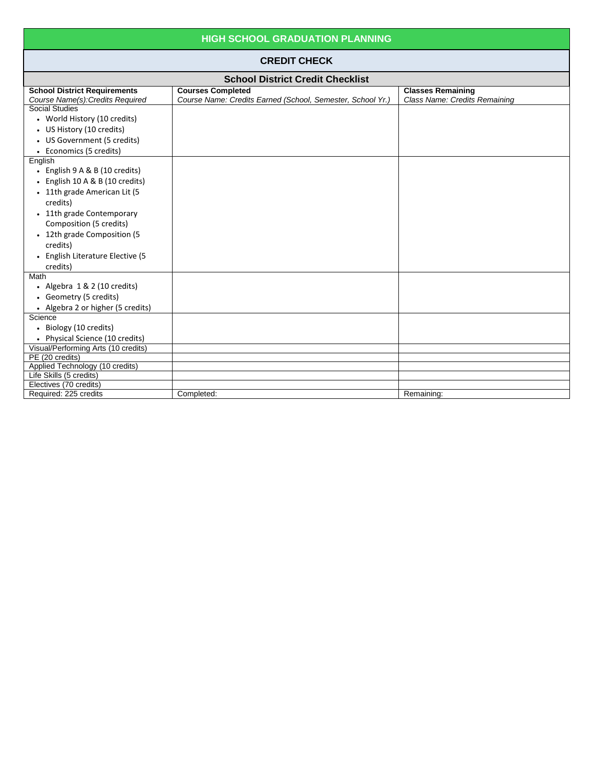# HIGH SCHOOL GRADUATION PLANNING

## CREDIT CHECK

### School District Credit Checklist

| **School District Requirements**<br>*Course Name(s):Credits Required* | **Courses Completed**<br>*Course Name: Credits Earned (School, Semester, School Yr.)* | **Classes Remaining**<br>*Class Name: Credits Remaining* |
|---|---|---|
| Social Studies<br>• World History (10 credits)<br>• US History (10 credits)<br>• US Government (5 credits)<br>• Economics (5 credits) | | |
| English<br>• English 9 A & B (10 credits)<br>• English 10 A & B (10 credits)<br>• 11th grade American Lit (5 credits)<br>• 11th grade Contemporary Composition (5 credits)<br>• 12th grade Composition (5 credits)<br>• English Literature Elective (5 credits) | | |
| Math<br>• Algebra 1 & 2 (10 credits)<br>• Geometry (5 credits)<br>• Algebra 2 or higher (5 credits) | | |
| Science<br>• Biology (10 credits)<br>• Physical Science (10 credits) | | |
| Visual/Performing Arts (10 credits) | | |
| PE (20 credits) | | |
| Applied Technology (10 credits) | | |
| Life Skills (5 credits) | | |
| Electives (70 credits) | | |
| Required: 225 credits | Completed: | Remaining: |